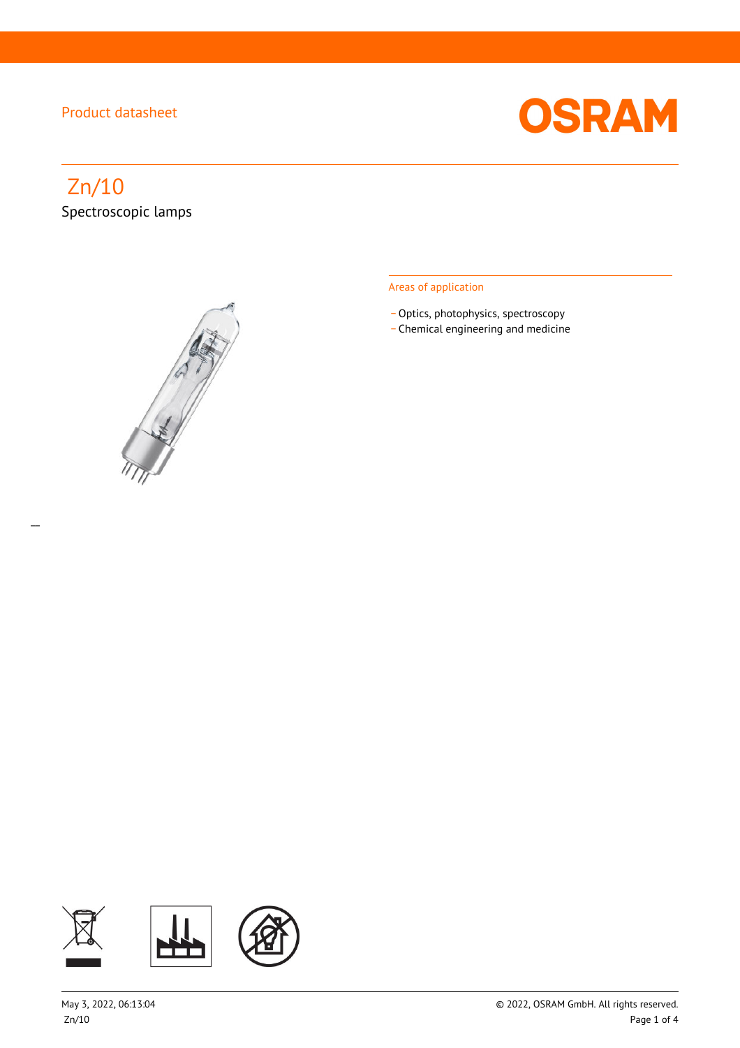Product datasheet

# Zn/10

Spectroscopic lamps

## Areas of application

- Optics, photophysics, spectroscopy
- Chemical engineering and medicine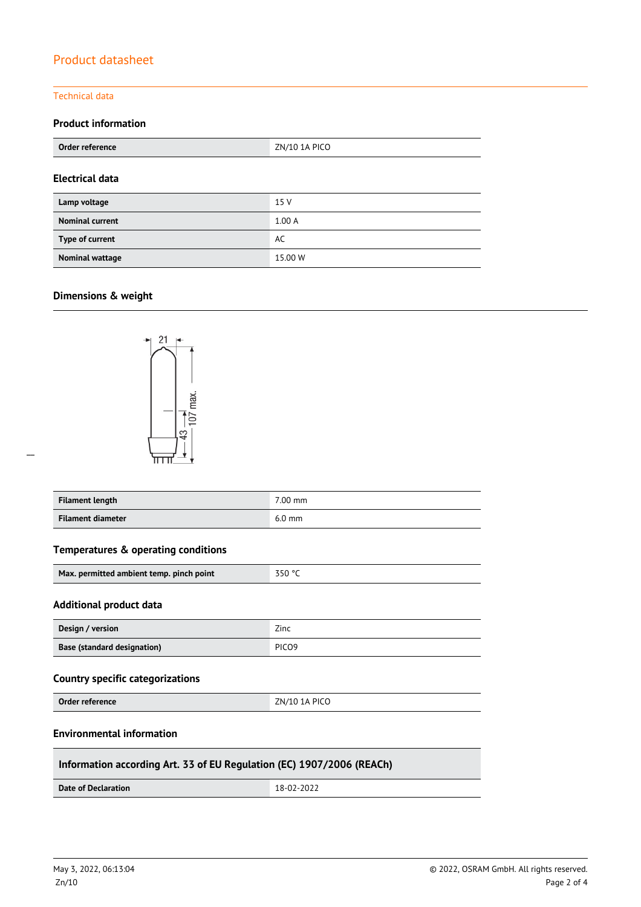Product datasheet

Technical data

### Product information

| Order reference | ZN/10 1A PICO |
|---|---|

### Electrical data

| Lamp voltage | 15 V |
|---|---|
| Nominal current | 1.00 A |
| Type of current | AC |
| Nominal wattage | 15.00 W |

### Dimensions & weight

| Filament length | 7.00 mm |
|---|---|
| Filament diameter | 6.0 mm |

### Temperatures & operating conditions

| Max. permitted ambient temp. pinch point | 350 °C |
|---|---|

### Additional product data

| Design / version | Zinc |
|---|---|
| Base (standard designation) | PICO9 |

### Country specific categorizations

| Order reference | ZN/10 1A PICO |
|---|---|

### Environmental information

| Information according Art. 33 of EU Regulation (EC) 1907/2006 (REACh) | |
|---|---|
| Date of Declaration | 18-02-2022 |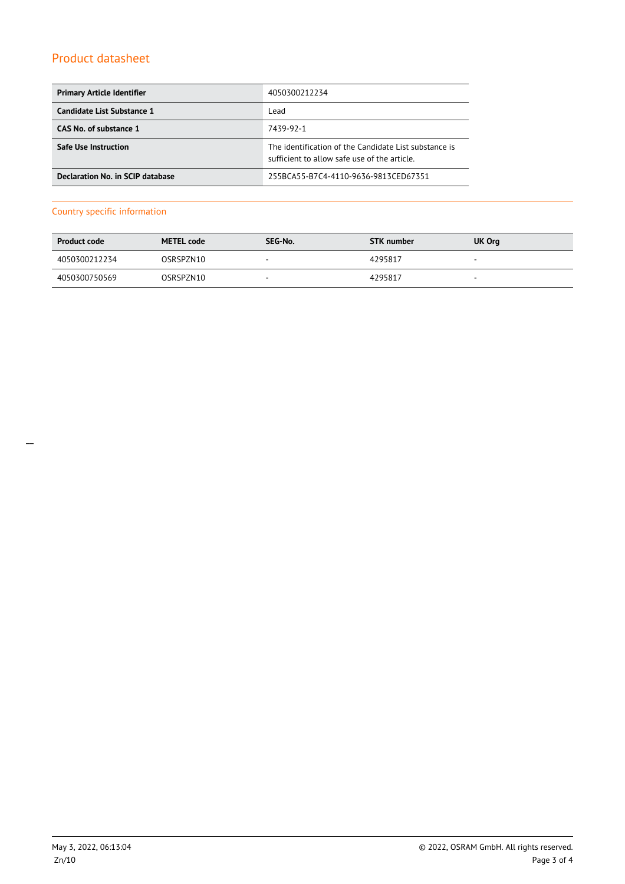## Product datasheet

| Primary Article Identifier | 4050300212234 |
|---|---|
| Candidate List Substance 1 | Lead |
| CAS No. of substance 1 | 7439-92-1 |
| Safe Use Instruction | The identification of the Candidate List substance is sufficient to allow safe use of the article. |
| Declaration No. in SCIP database | 255BCA55-B7C4-4110-9636-9813CED67351 |

### Country specific information

| Product code | METEL code | SEG-No. | STK number | UK Org |
|---|---|---|---|---|
| 4050300212234 | OSRSPZN10 | - | 4295817 | - |
| 4050300750569 | OSRSPZN10 | - | 4295817 | - |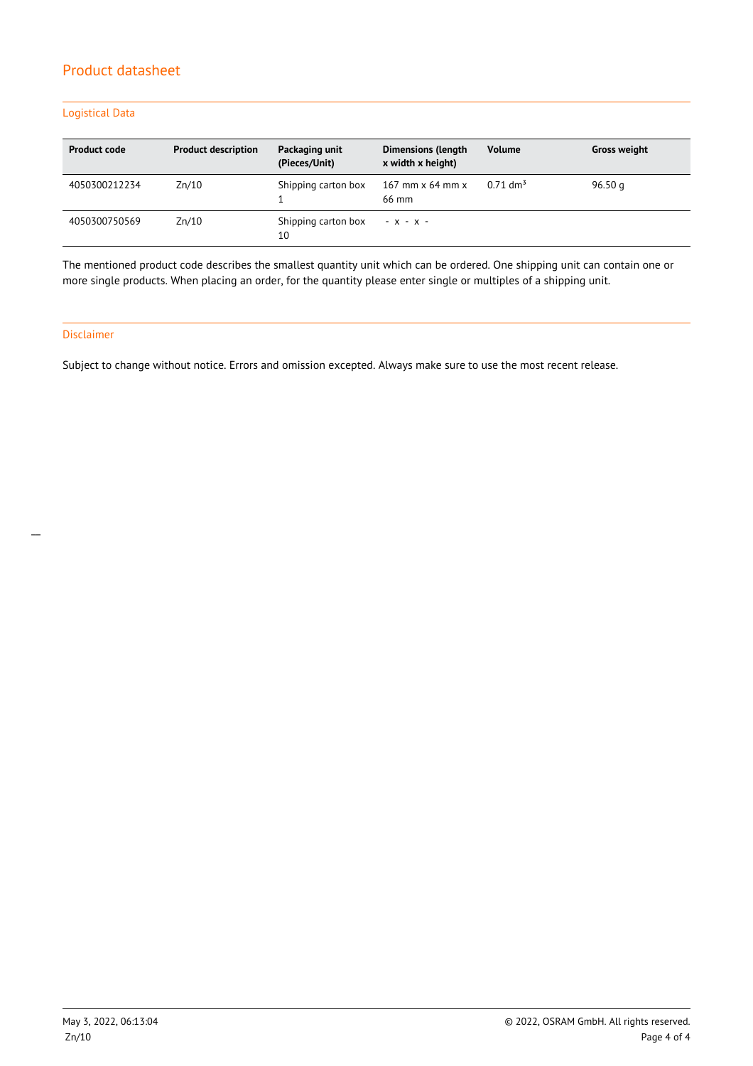## Logistical Data

| Product code | Product description | Packaging unit (Pieces/Unit) | Dimensions (length x width x height) | Volume | Gross weight |
| --- | --- | --- | --- | --- | --- |
| 4050300212234 | Zn/10 | Shipping carton box 1 | 167 mm x 64 mm x 66 mm | 0.71 $dm^3$ | 96.50 g |
| 4050300750569 | Zn/10 | Shipping carton box 10 | - x - x - | | |

The mentioned product code describes the smallest quantity unit which can be ordered. One shipping unit can contain one or more single products. When placing an order, for the quantity please enter single or multiples of a shipping unit.

## Disclaimer

Subject to change without notice. Errors and omission excepted. Always make sure to use the most recent release.